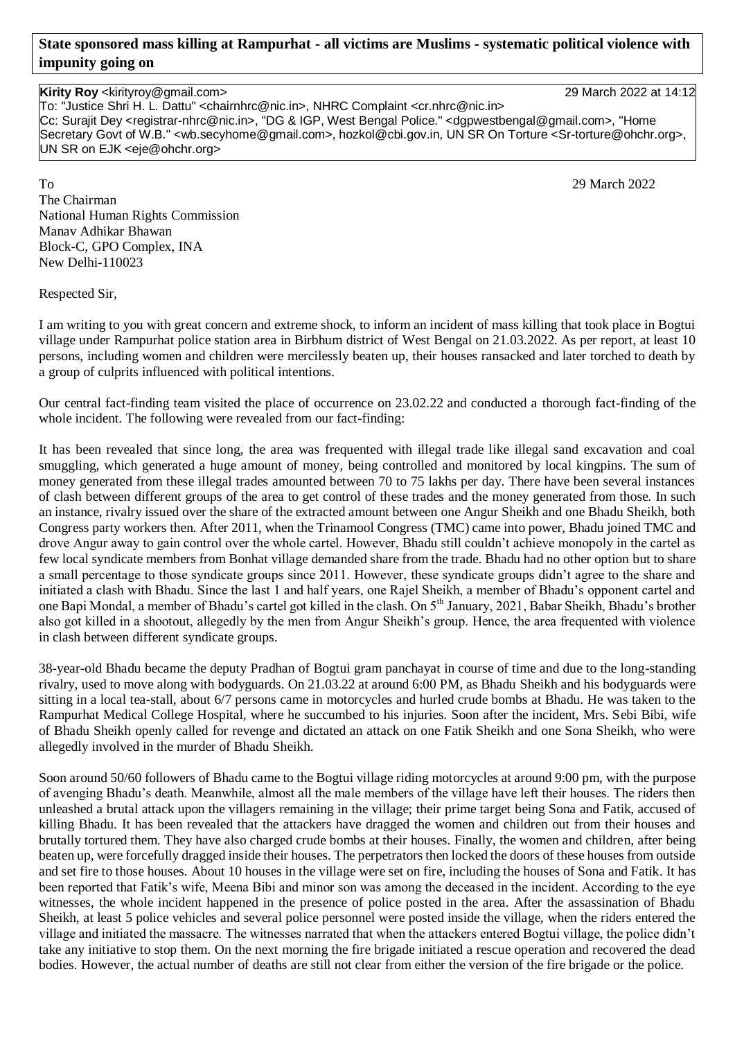**State sponsored mass killing at Rampurhat - all victims are Muslims - systematic political violence with impunity going on**

**Kirity Roy** <kirityroy@gmail.com> 29 March 2022 at 14:12
To: "Justice Shri H. L. Dattu" <chairnhrc@nic.in>, NHRC Complaint <cr.nhrc@nic.in>
Cc: Surajit Dey <registrar-nhrc@nic.in>, "DG & IGP, West Bengal Police." <dgpwestbengal@gmail.com>, "Home Secretary Govt of W.B." <wb.secyhome@gmail.com>, hozkol@cbi.gov.in, UN SR On Torture <Sr-torture@ohchr.org>, UN SR on EJK <eje@ohchr.org>

To 29 March 2022

The Chairman
National Human Rights Commission
Manav Adhikar Bhawan
Block-C, GPO Complex, INA
New Delhi-110023

Respected Sir,

I am writing to you with great concern and extreme shock, to inform an incident of mass killing that took place in Bogtui village under Rampurhat police station area in Birbhum district of West Bengal on 21.03.2022. As per report, at least 10 persons, including women and children were mercilessly beaten up, their houses ransacked and later torched to death by a group of culprits influenced with political intentions.

Our central fact-finding team visited the place of occurrence on 23.02.22 and conducted a thorough fact-finding of the whole incident. The following were revealed from our fact-finding:

It has been revealed that since long, the area was frequented with illegal trade like illegal sand excavation and coal smuggling, which generated a huge amount of money, being controlled and monitored by local kingpins. The sum of money generated from these illegal trades amounted between 70 to 75 lakhs per day. There have been several instances of clash between different groups of the area to get control of these trades and the money generated from those. In such an instance, rivalry issued over the share of the extracted amount between one Angur Sheikh and one Bhadu Sheikh, both Congress party workers then. After 2011, when the Trinamool Congress (TMC) came into power, Bhadu joined TMC and drove Angur away to gain control over the whole cartel. However, Bhadu still couldn't achieve monopoly in the cartel as few local syndicate members from Bonhat village demanded share from the trade. Bhadu had no other option but to share a small percentage to those syndicate groups since 2011. However, these syndicate groups didn't agree to the share and initiated a clash with Bhadu. Since the last 1 and half years, one Rajel Sheikh, a member of Bhadu's opponent cartel and one Bapi Mondal, a member of Bhadu's cartel got killed in the clash. On 5th January, 2021, Babar Sheikh, Bhadu's brother also got killed in a shootout, allegedly by the men from Angur Sheikh's group. Hence, the area frequented with violence in clash between different syndicate groups.

38-year-old Bhadu became the deputy Pradhan of Bogtui gram panchayat in course of time and due to the long-standing rivalry, used to move along with bodyguards. On 21.03.22 at around 6:00 PM, as Bhadu Sheikh and his bodyguards were sitting in a local tea-stall, about 6/7 persons came in motorcycles and hurled crude bombs at Bhadu. He was taken to the Rampurhat Medical College Hospital, where he succumbed to his injuries. Soon after the incident, Mrs. Sebi Bibi, wife of Bhadu Sheikh openly called for revenge and dictated an attack on one Fatik Sheikh and one Sona Sheikh, who were allegedly involved in the murder of Bhadu Sheikh.

Soon around 50/60 followers of Bhadu came to the Bogtui village riding motorcycles at around 9:00 pm, with the purpose of avenging Bhadu's death. Meanwhile, almost all the male members of the village have left their houses. The riders then unleashed a brutal attack upon the villagers remaining in the village; their prime target being Sona and Fatik, accused of killing Bhadu. It has been revealed that the attackers have dragged the women and children out from their houses and brutally tortured them. They have also charged crude bombs at their houses. Finally, the women and children, after being beaten up, were forcefully dragged inside their houses. The perpetrators then locked the doors of these houses from outside and set fire to those houses. About 10 houses in the village were set on fire, including the houses of Sona and Fatik. It has been reported that Fatik's wife, Meena Bibi and minor son was among the deceased in the incident. According to the eye witnesses, the whole incident happened in the presence of police posted in the area. After the assassination of Bhadu Sheikh, at least 5 police vehicles and several police personnel were posted inside the village, when the riders entered the village and initiated the massacre. The witnesses narrated that when the attackers entered Bogtui village, the police didn't take any initiative to stop them. On the next morning the fire brigade initiated a rescue operation and recovered the dead bodies. However, the actual number of deaths are still not clear from either the version of the fire brigade or the police.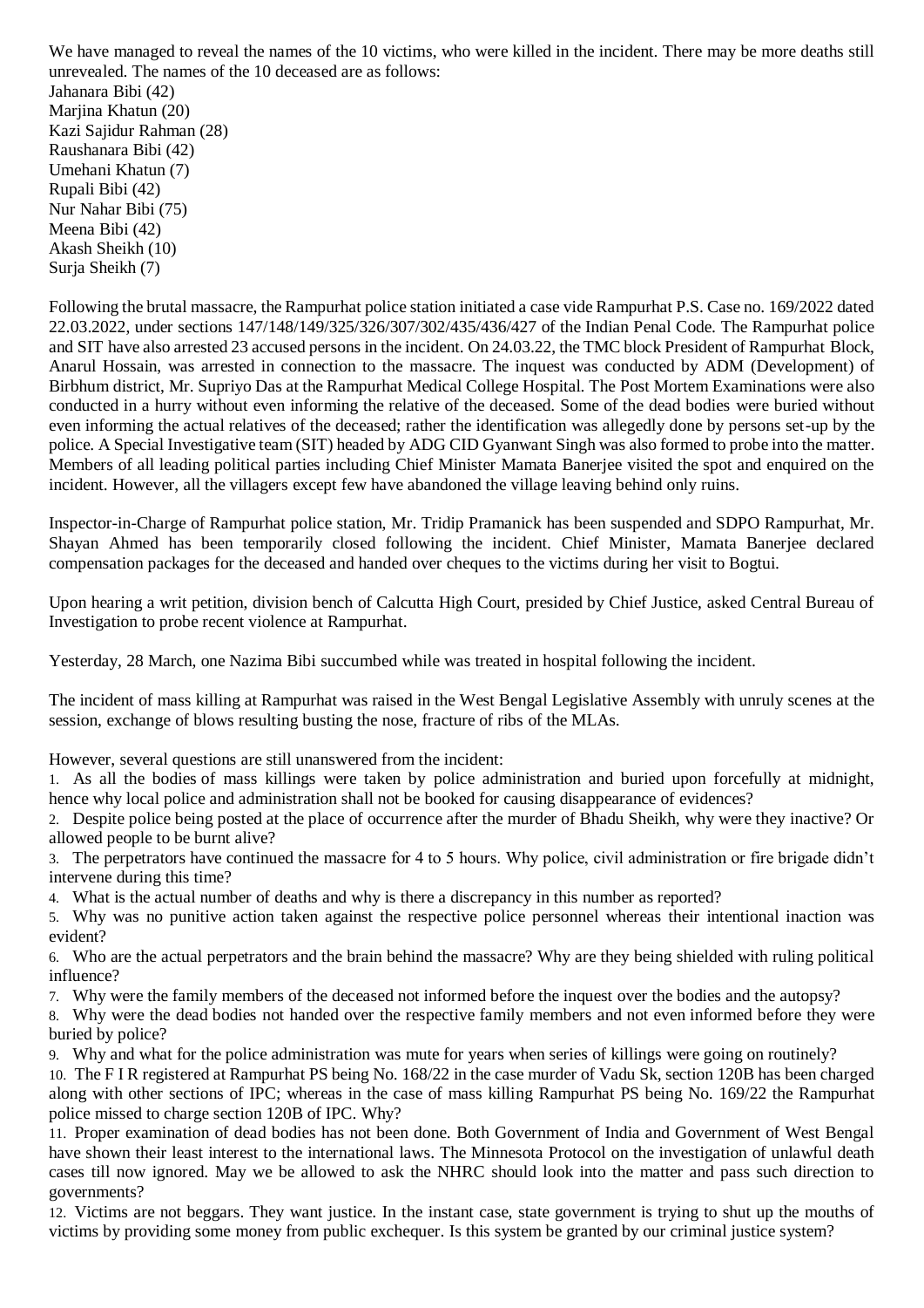We have managed to reveal the names of the 10 victims, who were killed in the incident. There may be more deaths still unrevealed. The names of the 10 deceased are as follows:

Jahanara Bibi (42)
Marjina Khatun (20)
Kazi Sajidur Rahman (28)
Raushanara Bibi (42)
Umehani Khatun (7)
Rupali Bibi (42)
Nur Nahar Bibi (75)
Meena Bibi (42)
Akash Sheikh (10)
Surja Sheikh (7)

Following the brutal massacre, the Rampurhat police station initiated a case vide Rampurhat P.S. Case no. 169/2022 dated 22.03.2022, under sections 147/148/149/325/326/307/302/435/436/427 of the Indian Penal Code. The Rampurhat police and SIT have also arrested 23 accused persons in the incident. On 24.03.22, the TMC block President of Rampurhat Block, Anarul Hossain, was arrested in connection to the massacre. The inquest was conducted by ADM (Development) of Birbhum district, Mr. Supriyo Das at the Rampurhat Medical College Hospital. The Post Mortem Examinations were also conducted in a hurry without even informing the relative of the deceased. Some of the dead bodies were buried without even informing the actual relatives of the deceased; rather the identification was allegedly done by persons set-up by the police. A Special Investigative team (SIT) headed by ADG CID Gyanwant Singh was also formed to probe into the matter. Members of all leading political parties including Chief Minister Mamata Banerjee visited the spot and enquired on the incident. However, all the villagers except few have abandoned the village leaving behind only ruins.

Inspector-in-Charge of Rampurhat police station, Mr. Tridip Pramanick has been suspended and SDPO Rampurhat, Mr. Shayan Ahmed has been temporarily closed following the incident. Chief Minister, Mamata Banerjee declared compensation packages for the deceased and handed over cheques to the victims during her visit to Bogtui.

Upon hearing a writ petition, division bench of Calcutta High Court, presided by Chief Justice, asked Central Bureau of Investigation to probe recent violence at Rampurhat.

Yesterday, 28 March, one Nazima Bibi succumbed while was treated in hospital following the incident.

The incident of mass killing at Rampurhat was raised in the West Bengal Legislative Assembly with unruly scenes at the session, exchange of blows resulting busting the nose, fracture of ribs of the MLAs.

However, several questions are still unanswered from the incident:

1. As all the bodies of mass killings were taken by police administration and buried upon forcefully at midnight, hence why local police and administration shall not be booked for causing disappearance of evidences?
2. Despite police being posted at the place of occurrence after the murder of Bhadu Sheikh, why were they inactive? Or allowed people to be burnt alive?
3. The perpetrators have continued the massacre for 4 to 5 hours. Why police, civil administration or fire brigade didn't intervene during this time?
4. What is the actual number of deaths and why is there a discrepancy in this number as reported?
5. Why was no punitive action taken against the respective police personnel whereas their intentional inaction was evident?
6. Who are the actual perpetrators and the brain behind the massacre? Why are they being shielded with ruling political influence?
7. Why were the family members of the deceased not informed before the inquest over the bodies and the autopsy?
8. Why were the dead bodies not handed over the respective family members and not even informed before they were buried by police?
9. Why and what for the police administration was mute for years when series of killings were going on routinely?
10. The F I R registered at Rampurhat PS being No. 168/22 in the case murder of Vadu Sk, section 120B has been charged along with other sections of IPC; whereas in the case of mass killing Rampurhat PS being No. 169/22 the Rampurhat police missed to charge section 120B of IPC. Why?
11. Proper examination of dead bodies has not been done. Both Government of India and Government of West Bengal have shown their least interest to the international laws. The Minnesota Protocol on the investigation of unlawful death cases till now ignored. May we be allowed to ask the NHRC should look into the matter and pass such direction to governments?
12. Victims are not beggars. They want justice. In the instant case, state government is trying to shut up the mouths of victims by providing some money from public exchequer. Is this system be granted by our criminal justice system?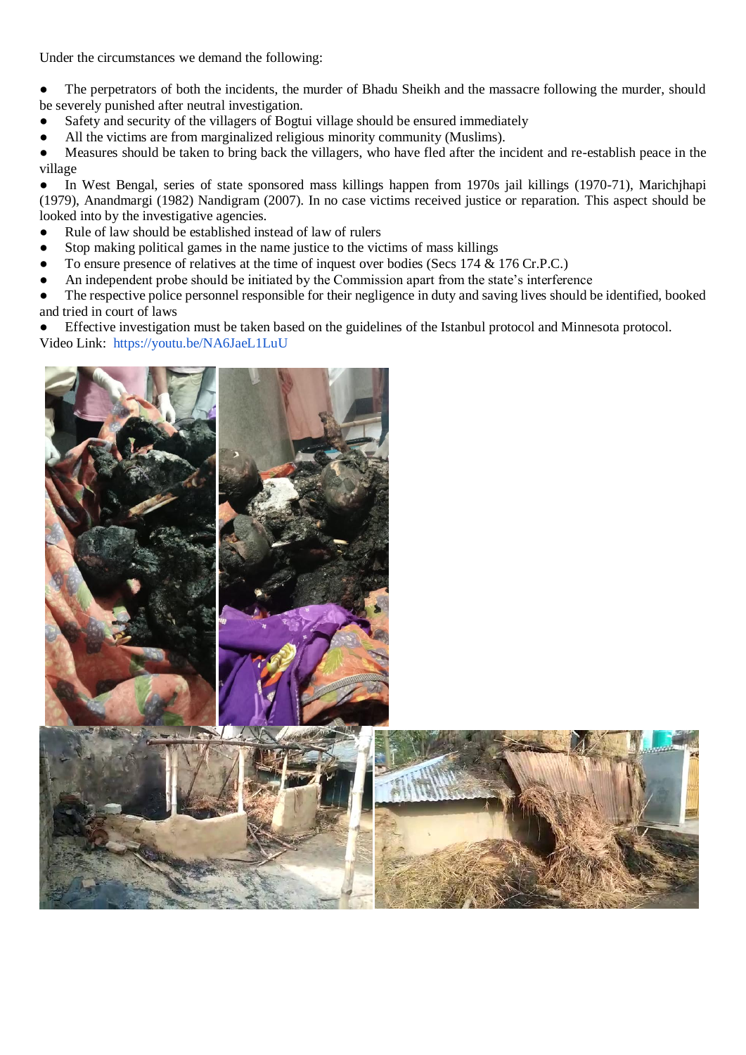Under the circumstances we demand the following:

- The perpetrators of both the incidents, the murder of Bhadu Sheikh and the massacre following the murder, should be severely punished after neutral investigation.
- Safety and security of the villagers of Bogtui village should be ensured immediately
- All the victims are from marginalized religious minority community (Muslims).
- Measures should be taken to bring back the villagers, who have fled after the incident and re-establish peace in the village
- In West Bengal, series of state sponsored mass killings happen from 1970s jail killings (1970-71), Marichjhapi (1979), Anandmargi (1982) Nandigram (2007). In no case victims received justice or reparation. This aspect should be looked into by the investigative agencies.
- Rule of law should be established instead of law of rulers
- Stop making political games in the name justice to the victims of mass killings
- To ensure presence of relatives at the time of inquest over bodies (Secs 174 & 176 Cr.P.C.)
- An independent probe should be initiated by the Commission apart from the state's interference
- The respective police personnel responsible for their negligence in duty and saving lives should be identified, booked and tried in court of laws
- Effective investigation must be taken based on the guidelines of the Istanbul protocol and Minnesota protocol.

Video Link: https://youtu.be/NA6JaeL1LuU